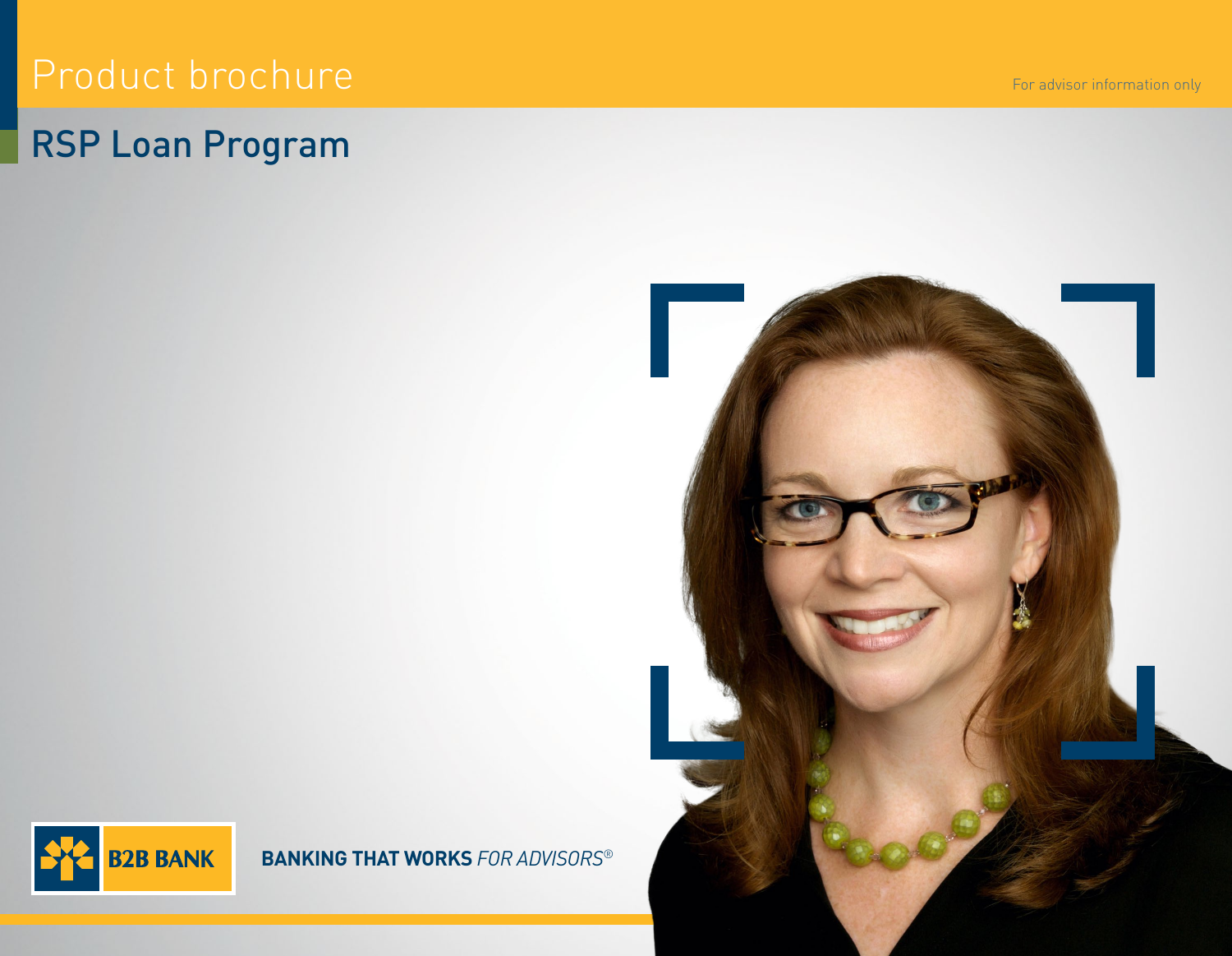Product brochure

For advisor information only

# RSP Loan Program

B2B BANK

**BANKING THAT WORKS** *FOR ADVISORS®*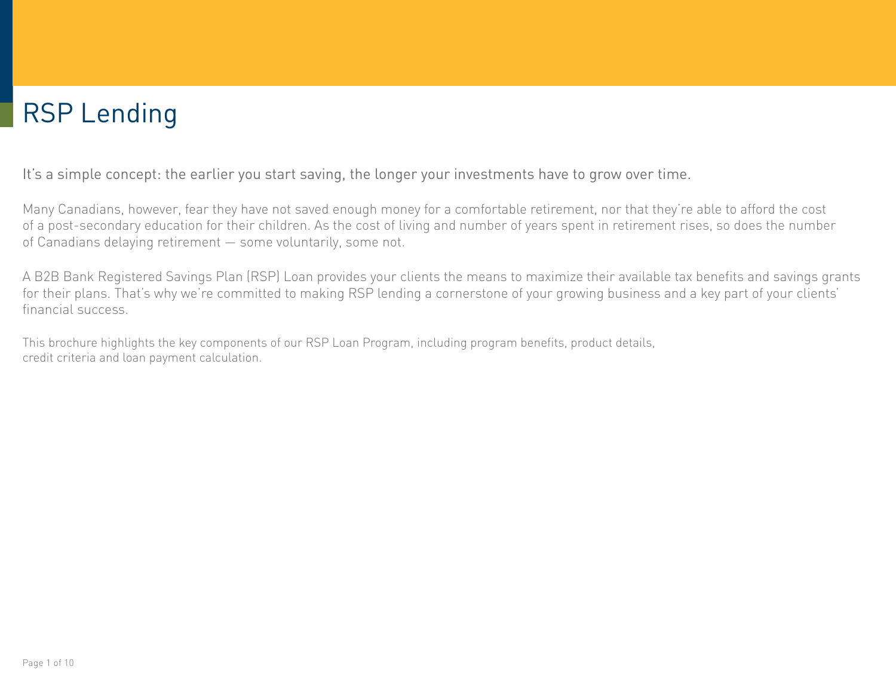# RSP Lending

It's a simple concept: the earlier you start saving, the longer your investments have to grow over time.

Many Canadians, however, fear they have not saved enough money for a comfortable retirement, nor that they're able to afford the cost of a post-secondary education for their children. As the cost of living and number of years spent in retirement rises, so does the number of Canadians delaying retirement — some voluntarily, some not.

A B2B Bank Registered Savings Plan (RSP) Loan provides your clients the means to maximize their available tax benefits and savings grants for their plans. That's why we're committed to making RSP lending a cornerstone of your growing business and a key part of your clients' financial success.

This brochure highlights the key components of our RSP Loan Program, including program benefits, product details, credit criteria and loan payment calculation.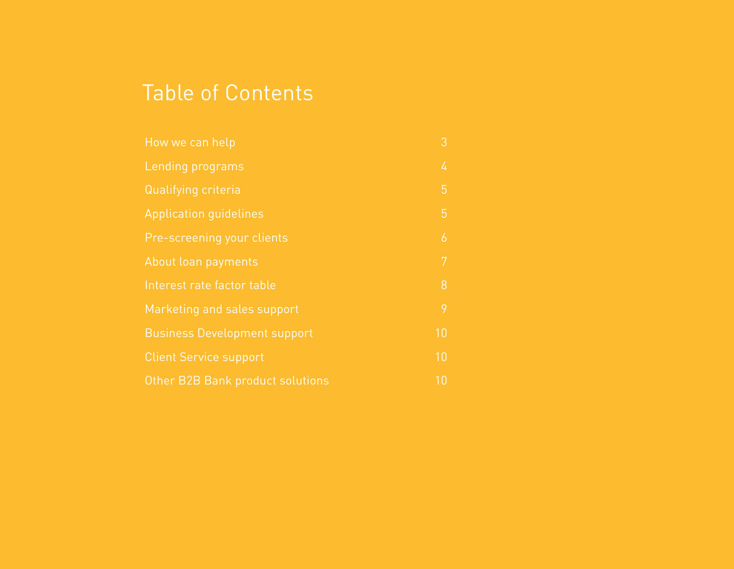# Table of Contents

| | |
|---|---|
| How we can help | 3 |
| Lending programs | 4 |
| Qualifying criteria | 5 |
| Application guidelines | 5 |
| Pre-screening your clients | 6 |
| About loan payments | 7 |
| Interest rate factor table | 8 |
| Marketing and sales support | 9 |
| Business Development support | 10 |
| Client Service support | 10 |
| Other B2B Bank product solutions | 10 |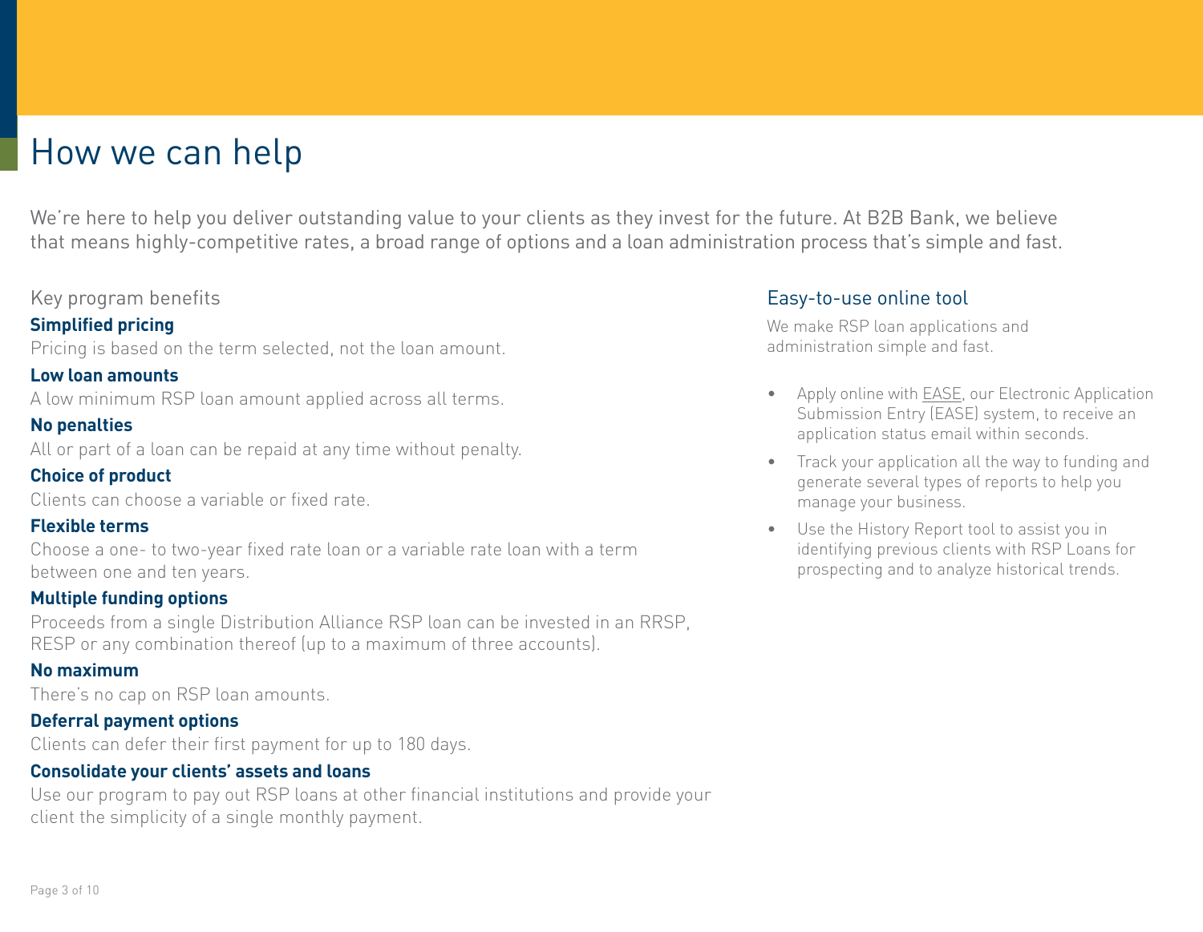# How we can help

We're here to help you deliver outstanding value to your clients as they invest for the future. At B2B Bank, we believe that means highly-competitive rates, a broad range of options and a loan administration process that's simple and fast.

## Key program benefits

**Simplified pricing**

Pricing is based on the term selected, not the loan amount.

**Low loan amounts**

A low minimum RSP loan amount applied across all terms.

**No penalties**

All or part of a loan can be repaid at any time without penalty.

**Choice of product**

Clients can choose a variable or fixed rate.

**Flexible terms**

Choose a one- to two-year fixed rate loan or a variable rate loan with a term between one and ten years.

**Multiple funding options**

Proceeds from a single Distribution Alliance RSP loan can be invested in an RRSP, RESP or any combination thereof (up to a maximum of three accounts).

**No maximum**

There's no cap on RSP loan amounts.

**Deferral payment options**

Clients can defer their first payment for up to 180 days.

**Consolidate your clients' assets and loans**

Use our program to pay out RSP loans at other financial institutions and provide your client the simplicity of a single monthly payment.

## Easy-to-use online tool

We make RSP loan applications and administration simple and fast.

- Apply online with EASE, our Electronic Application Submission Entry (EASE) system, to receive an application status email within seconds.
- Track your application all the way to funding and generate several types of reports to help you manage your business.
- Use the History Report tool to assist you in identifying previous clients with RSP Loans for prospecting and to analyze historical trends.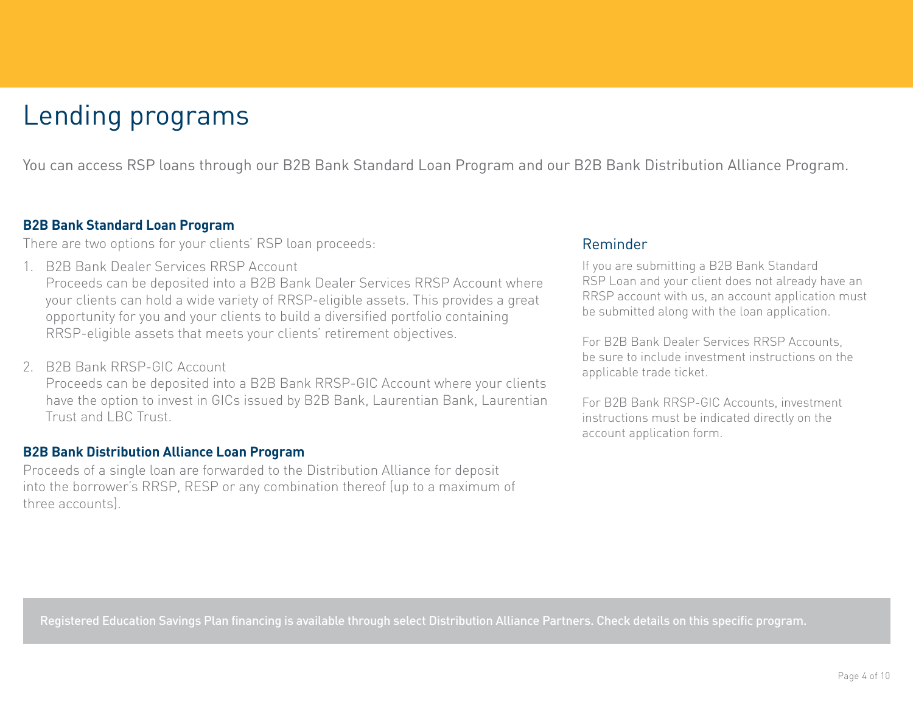# Lending programs

You can access RSP loans through our B2B Bank Standard Loan Program and our B2B Bank Distribution Alliance Program.

**B2B Bank Standard Loan Program**

There are two options for your clients' RSP loan proceeds:

1. B2B Bank Dealer Services RRSP Account
   Proceeds can be deposited into a B2B Bank Dealer Services RRSP Account where your clients can hold a wide variety of RRSP-eligible assets. This provides a great opportunity for you and your clients to build a diversified portfolio containing RRSP-eligible assets that meets your clients' retirement objectives.

2. B2B Bank RRSP-GIC Account
   Proceeds can be deposited into a B2B Bank RRSP-GIC Account where your clients have the option to invest in GICs issued by B2B Bank, Laurentian Bank, Laurentian Trust and LBC Trust.

**B2B Bank Distribution Alliance Loan Program**

Proceeds of a single loan are forwarded to the Distribution Alliance for deposit into the borrower's RRSP, RESP or any combination thereof (up to a maximum of three accounts).

## Reminder

If you are submitting a B2B Bank Standard RSP Loan and your client does not already have an RRSP account with us, an account application must be submitted along with the loan application.

For B2B Bank Dealer Services RRSP Accounts, be sure to include investment instructions on the applicable trade ticket.

For B2B Bank RRSP-GIC Accounts, investment instructions must be indicated directly on the account application form.

Registered Education Savings Plan financing is available through select Distribution Alliance Partners. Check details on this specific program.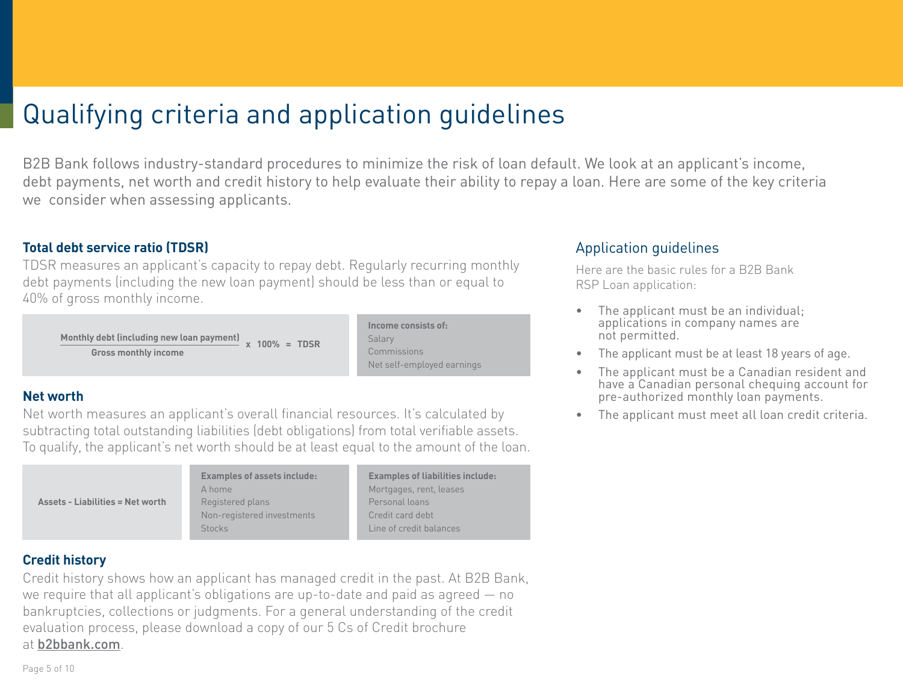# Qualifying criteria and application guidelines

B2B Bank follows industry-standard procedures to minimize the risk of loan default. We look at an applicant's income, debt payments, net worth and credit history to help evaluate their ability to repay a loan. Here are some of the key criteria we consider when assessing applicants.

### Total debt service ratio (TDSR)

TDSR measures an applicant's capacity to repay debt. Regularly recurring monthly debt payments (including the new loan payment) should be less than or equal to 40% of gross monthly income.

$$\frac{\text{Monthly debt (including new loan payment)}}{\text{Gross monthly income}} \times 100\% = \text{TDSR}$$

**Income consists of:**
Salary
Commissions
Net self-employed earnings

### Net worth

Net worth measures an applicant's overall financial resources. It's calculated by subtracting total outstanding liabilities (debt obligations) from total verifiable assets. To qualify, the applicant's net worth should be at least equal to the amount of the loan.

**Assets - Liabilities = Net worth**

**Examples of assets include:**
A home
Registered plans
Non-registered investments
Stocks

**Examples of liabilities include:**
Mortgages, rent, leases
Personal loans
Credit card debt
Line of credit balances

### Credit history

Credit history shows how an applicant has managed credit in the past. At B2B Bank, we require that all applicant's obligations are up-to-date and paid as agreed — no bankruptcies, collections or judgments. For a general understanding of the credit evaluation process, please download a copy of our 5 Cs of Credit brochure at b2bbank.com.

## Application guidelines

Here are the basic rules for a B2B Bank RSP Loan application:

- The applicant must be an individual; applications in company names are not permitted.
- The applicant must be at least 18 years of age.
- The applicant must be a Canadian resident and have a Canadian personal chequing account for pre-authorized monthly loan payments.
- The applicant must meet all loan credit criteria.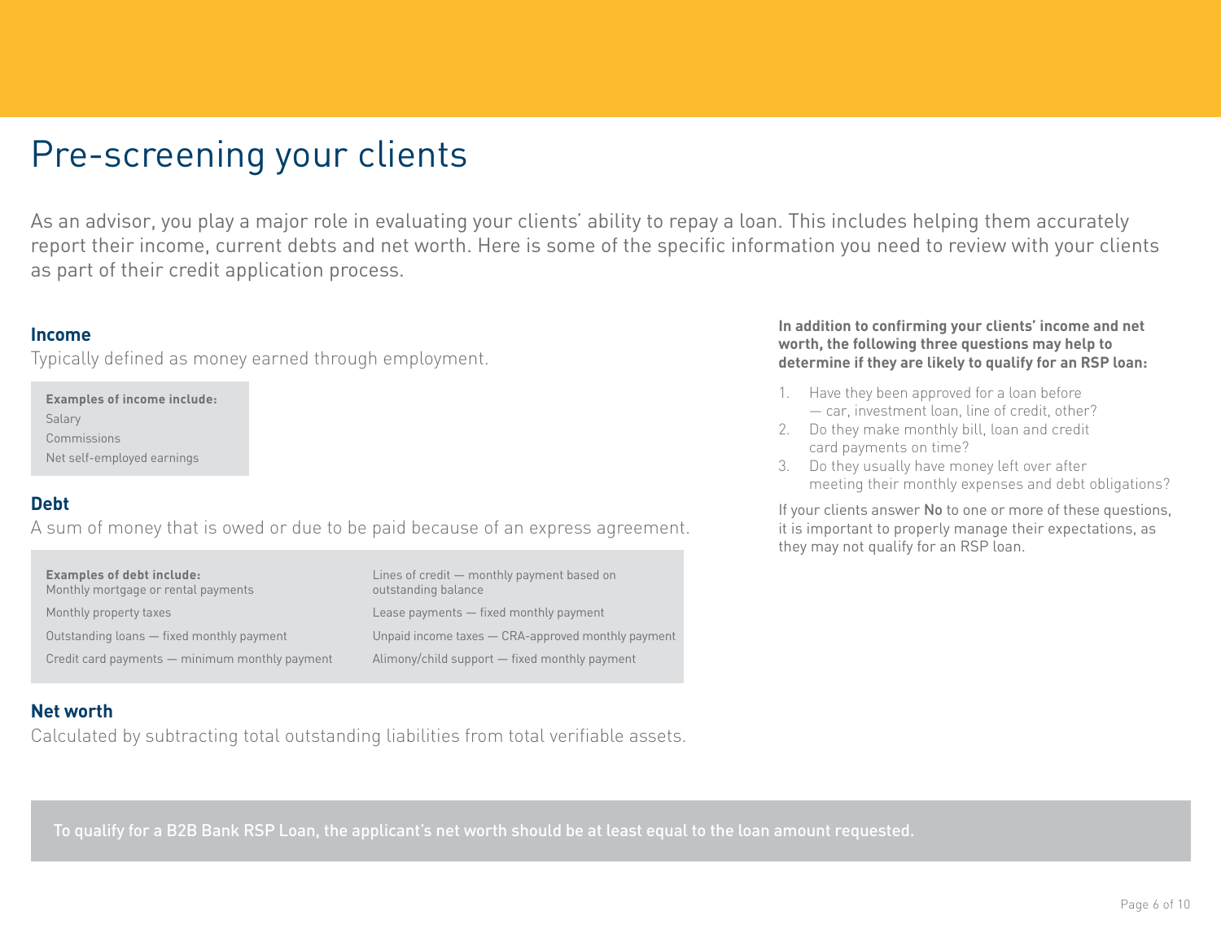# Pre-screening your clients

As an advisor, you play a major role in evaluating your clients' ability to repay a loan. This includes helping them accurately report their income, current debts and net worth. Here is some of the specific information you need to review with your clients as part of their credit application process.

## Income

Typically defined as money earned through employment.

**Examples of income include:**

Salary

Commissions

Net self-employed earnings

## Debt

A sum of money that is owed or due to be paid because of an express agreement.

**Examples of debt include:**

Monthly mortgage or rental payments

Monthly property taxes

Outstanding loans — fixed monthly payment

Credit card payments — minimum monthly payment

Lines of credit — monthly payment based on outstanding balance

Lease payments — fixed monthly payment

Unpaid income taxes — CRA-approved monthly payment

Alimony/child support — fixed monthly payment

## Net worth

Calculated by subtracting total outstanding liabilities from total verifiable assets.

**In addition to confirming your clients' income and net worth, the following three questions may help to determine if they are likely to qualify for an RSP loan:**

1. Have they been approved for a loan before — car, investment loan, line of credit, other?
2. Do they make monthly bill, loan and credit card payments on time?
3. Do they usually have money left over after meeting their monthly expenses and debt obligations?

If your clients answer **No** to one or more of these questions, it is important to properly manage their expectations, as they may not qualify for an RSP loan.

To qualify for a B2B Bank RSP Loan, the applicant's net worth should be at least equal to the loan amount requested.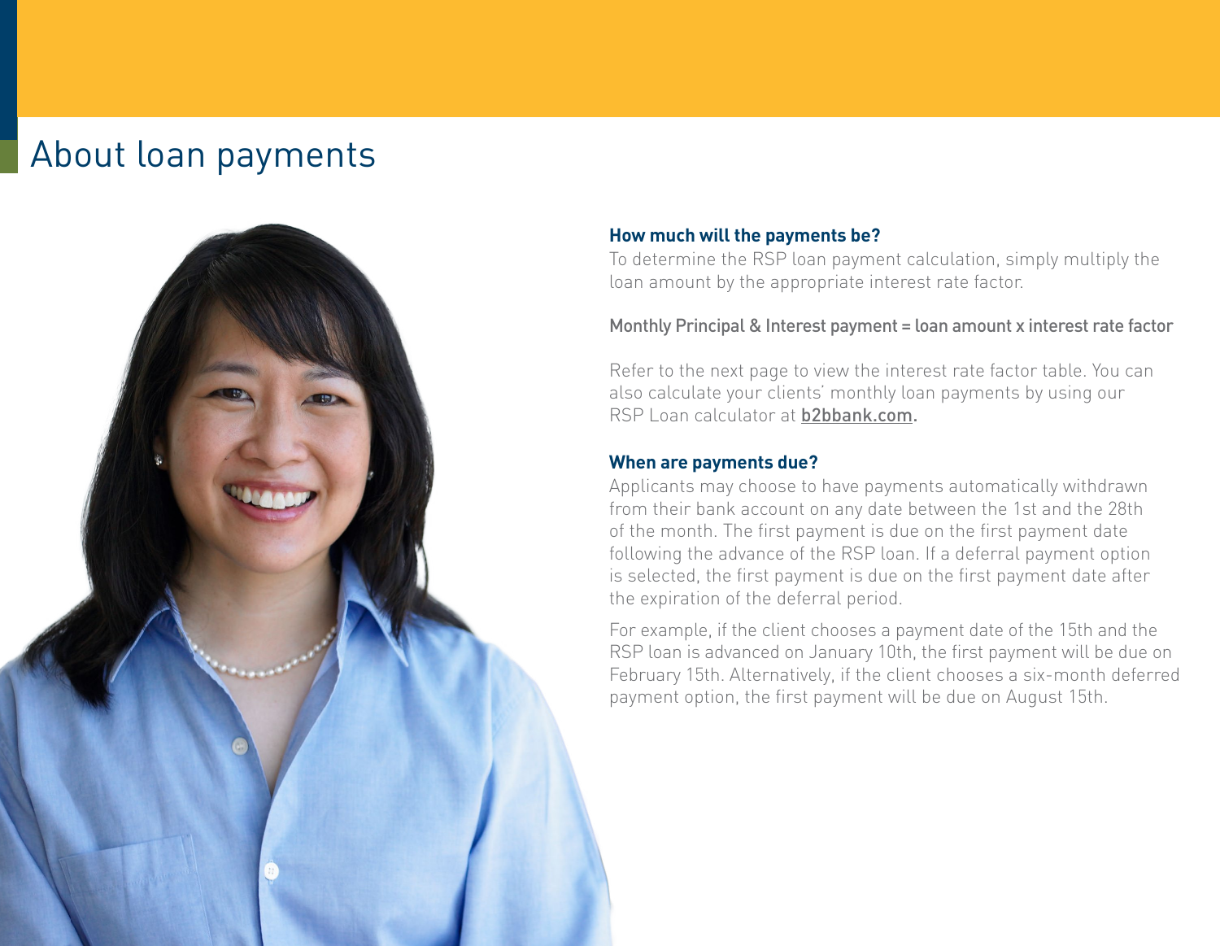# About loan payments

### How much will the payments be?

To determine the RSP loan payment calculation, simply multiply the loan amount by the appropriate interest rate factor.

Monthly Principal & Interest payment = loan amount x interest rate factor

Refer to the next page to view the interest rate factor table. You can also calculate your clients' monthly loan payments by using our RSP Loan calculator at **b2bbank.com.**

### When are payments due?

Applicants may choose to have payments automatically withdrawn from their bank account on any date between the 1st and the 28th of the month. The first payment is due on the first payment date following the advance of the RSP loan. If a deferral payment option is selected, the first payment is due on the first payment date after the expiration of the deferral period.

For example, if the client chooses a payment date of the 15th and the RSP loan is advanced on January 10th, the first payment will be due on February 15th. Alternatively, if the client chooses a six-month deferred payment option, the first payment will be due on August 15th.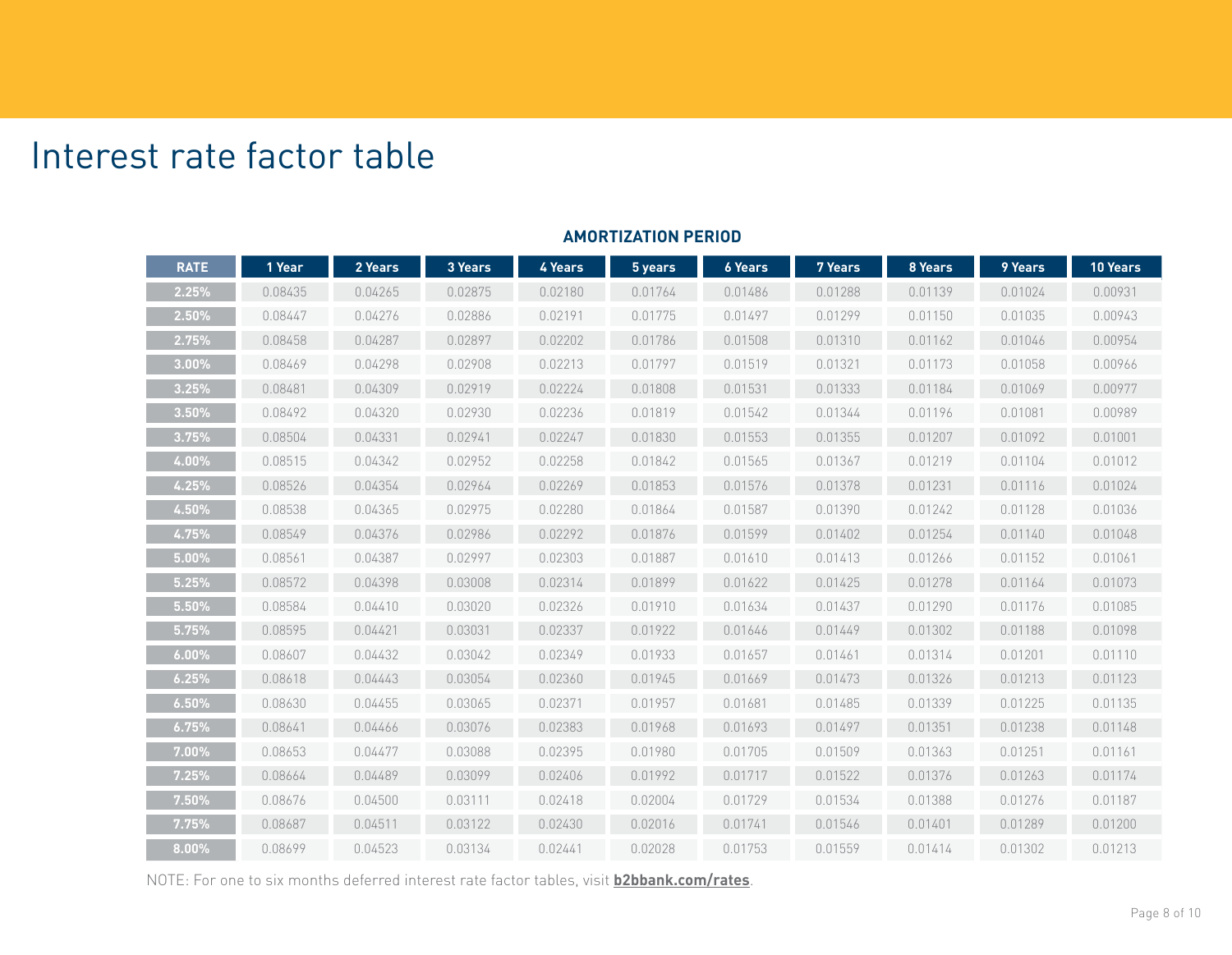# Interest rate factor table

**AMORTIZATION PERIOD**

| RATE | 1 Year | 2 Years | 3 Years | 4 Years | 5 years | 6 Years | 7 Years | 8 Years | 9 Years | 10 Years |
|---|---|---|---|---|---|---|---|---|---|---|
| 2.25% | 0.08435 | 0.04265 | 0.02875 | 0.02180 | 0.01764 | 0.01486 | 0.01288 | 0.01139 | 0.01024 | 0.00931 |
| 2.50% | 0.08447 | 0.04276 | 0.02886 | 0.02191 | 0.01775 | 0.01497 | 0.01299 | 0.01150 | 0.01035 | 0.00943 |
| 2.75% | 0.08458 | 0.04287 | 0.02897 | 0.02202 | 0.01786 | 0.01508 | 0.01310 | 0.01162 | 0.01046 | 0.00954 |
| 3.00% | 0.08469 | 0.04298 | 0.02908 | 0.02213 | 0.01797 | 0.01519 | 0.01321 | 0.01173 | 0.01058 | 0.00966 |
| 3.25% | 0.08481 | 0.04309 | 0.02919 | 0.02224 | 0.01808 | 0.01531 | 0.01333 | 0.01184 | 0.01069 | 0.00977 |
| 3.50% | 0.08492 | 0.04320 | 0.02930 | 0.02236 | 0.01819 | 0.01542 | 0.01344 | 0.01196 | 0.01081 | 0.00989 |
| 3.75% | 0.08504 | 0.04331 | 0.02941 | 0.02247 | 0.01830 | 0.01553 | 0.01355 | 0.01207 | 0.01092 | 0.01001 |
| 4.00% | 0.08515 | 0.04342 | 0.02952 | 0.02258 | 0.01842 | 0.01565 | 0.01367 | 0.01219 | 0.01104 | 0.01012 |
| 4.25% | 0.08526 | 0.04354 | 0.02964 | 0.02269 | 0.01853 | 0.01576 | 0.01378 | 0.01231 | 0.01116 | 0.01024 |
| 4.50% | 0.08538 | 0.04365 | 0.02975 | 0.02280 | 0.01864 | 0.01587 | 0.01390 | 0.01242 | 0.01128 | 0.01036 |
| 4.75% | 0.08549 | 0.04376 | 0.02986 | 0.02292 | 0.01876 | 0.01599 | 0.01402 | 0.01254 | 0.01140 | 0.01048 |
| 5.00% | 0.08561 | 0.04387 | 0.02997 | 0.02303 | 0.01887 | 0.01610 | 0.01413 | 0.01266 | 0.01152 | 0.01061 |
| 5.25% | 0.08572 | 0.04398 | 0.03008 | 0.02314 | 0.01899 | 0.01622 | 0.01425 | 0.01278 | 0.01164 | 0.01073 |
| 5.50% | 0.08584 | 0.04410 | 0.03020 | 0.02326 | 0.01910 | 0.01634 | 0.01437 | 0.01290 | 0.01176 | 0.01085 |
| 5.75% | 0.08595 | 0.04421 | 0.03031 | 0.02337 | 0.01922 | 0.01646 | 0.01449 | 0.01302 | 0.01188 | 0.01098 |
| 6.00% | 0.08607 | 0.04432 | 0.03042 | 0.02349 | 0.01933 | 0.01657 | 0.01461 | 0.01314 | 0.01201 | 0.01110 |
| 6.25% | 0.08618 | 0.04443 | 0.03054 | 0.02360 | 0.01945 | 0.01669 | 0.01473 | 0.01326 | 0.01213 | 0.01123 |
| 6.50% | 0.08630 | 0.04455 | 0.03065 | 0.02371 | 0.01957 | 0.01681 | 0.01485 | 0.01339 | 0.01225 | 0.01135 |
| 6.75% | 0.08641 | 0.04466 | 0.03076 | 0.02383 | 0.01968 | 0.01693 | 0.01497 | 0.01351 | 0.01238 | 0.01148 |
| 7.00% | 0.08653 | 0.04477 | 0.03088 | 0.02395 | 0.01980 | 0.01705 | 0.01509 | 0.01363 | 0.01251 | 0.01161 |
| 7.25% | 0.08664 | 0.04489 | 0.03099 | 0.02406 | 0.01992 | 0.01717 | 0.01522 | 0.01376 | 0.01263 | 0.01174 |
| 7.50% | 0.08676 | 0.04500 | 0.03111 | 0.02418 | 0.02004 | 0.01729 | 0.01534 | 0.01388 | 0.01276 | 0.01187 |
| 7.75% | 0.08687 | 0.04511 | 0.03122 | 0.02430 | 0.02016 | 0.01741 | 0.01546 | 0.01401 | 0.01289 | 0.01200 |
| 8.00% | 0.08699 | 0.04523 | 0.03134 | 0.02441 | 0.02028 | 0.01753 | 0.01559 | 0.01414 | 0.01302 | 0.01213 |

NOTE: For one to six months deferred interest rate factor tables, visit **b2bbank.com/rates**.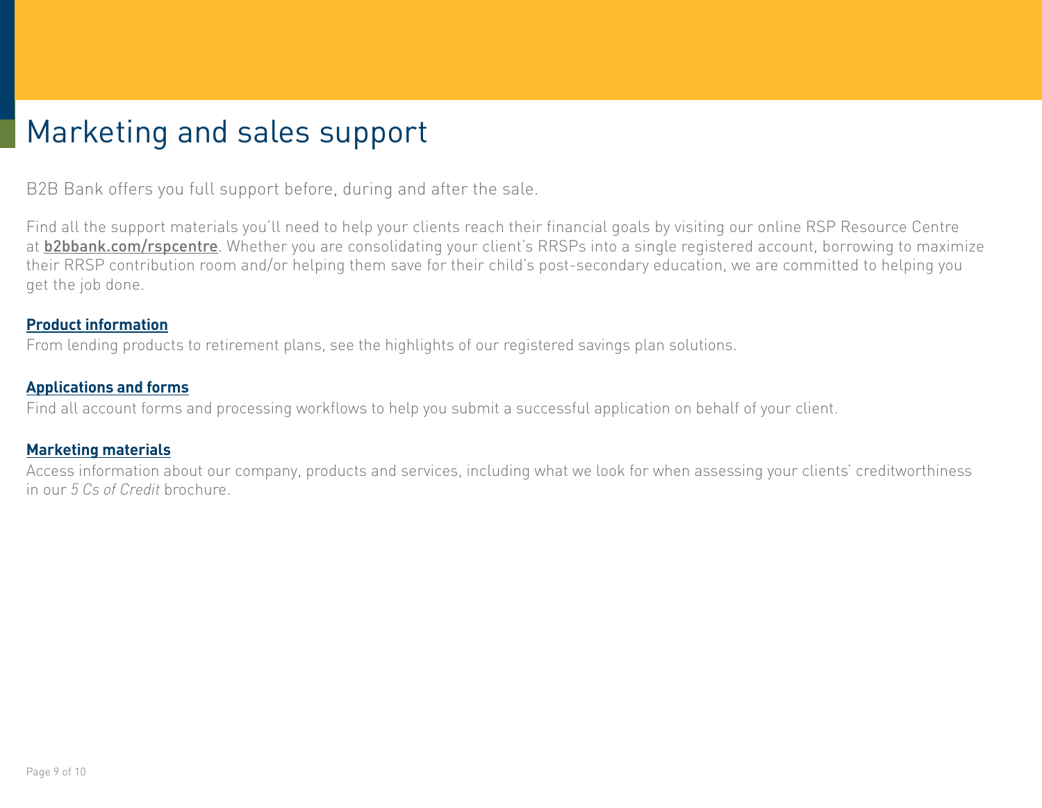# Marketing and sales support

B2B Bank offers you full support before, during and after the sale.

Find all the support materials you'll need to help your clients reach their financial goals by visiting our online RSP Resource Centre at **b2bbank.com/rspcentre**. Whether you are consolidating your client's RRSPs into a single registered account, borrowing to maximize their RRSP contribution room and/or helping them save for their child's post-secondary education, we are committed to helping you get the job done.

**Product information**

From lending products to retirement plans, see the highlights of our registered savings plan solutions.

**Applications and forms**

Find all account forms and processing workflows to help you submit a successful application on behalf of your client.

**Marketing materials**

Access information about our company, products and services, including what we look for when assessing your clients' creditworthiness in our *5 Cs of Credit* brochure.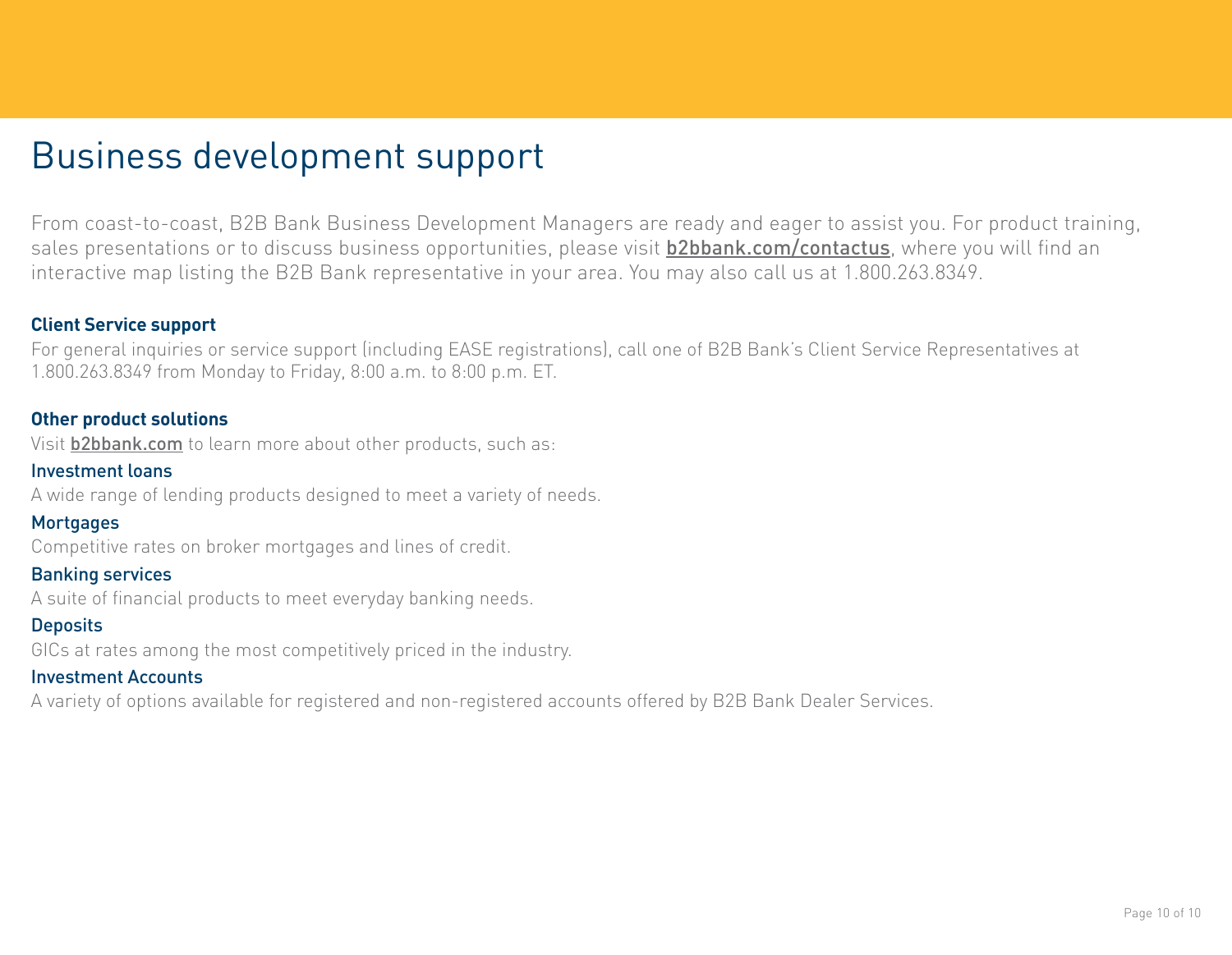# Business development support

From coast-to-coast, B2B Bank Business Development Managers are ready and eager to assist you. For product training, sales presentations or to discuss business opportunities, please visit **b2bbank.com/contactus**, where you will find an interactive map listing the B2B Bank representative in your area. You may also call us at 1.800.263.8349.

**Client Service support**

For general inquiries or service support (including EASE registrations), call one of B2B Bank's Client Service Representatives at 1.800.263.8349 from Monday to Friday, 8:00 a.m. to 8:00 p.m. ET.

**Other product solutions**

Visit **b2bbank.com** to learn more about other products, such as:

Investment loans

A wide range of lending products designed to meet a variety of needs.

Mortgages

Competitive rates on broker mortgages and lines of credit.

Banking services

A suite of financial products to meet everyday banking needs.

Deposits

GICs at rates among the most competitively priced in the industry.

Investment Accounts

A variety of options available for registered and non-registered accounts offered by B2B Bank Dealer Services.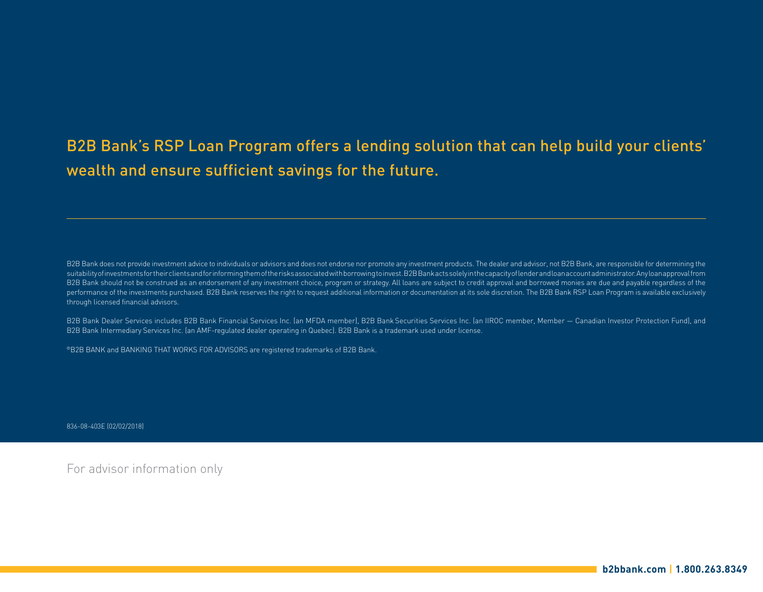B2B Bank's RSP Loan Program offers a lending solution that can help build your clients' wealth and ensure sufficient savings for the future.

---

B2B Bank does not provide investment advice to individuals or advisors and does not endorse nor promote any investment products. The dealer and advisor, not B2B Bank, are responsible for determining the suitability of investments for their clients and for informing them of the risks associated with borrowing to invest. B2B Bank acts solely in the capacity of lender and loan account administrator. Any loan approval from B2B Bank should not be construed as an endorsement of any investment choice, program or strategy. All loans are subject to credit approval and borrowed monies are due and payable regardless of the performance of the investments purchased. B2B Bank reserves the right to request additional information or documentation at its sole discretion. The B2B Bank RSP Loan Program is available exclusively through licensed financial advisors.

B2B Bank Dealer Services includes B2B Bank Financial Services Inc. (an MFDA member), B2B Bank Securities Services Inc. (an IIROC member, Member — Canadian Investor Protection Fund), and B2B Bank Intermediary Services Inc. (an AMF-regulated dealer operating in Quebec). B2B Bank is a trademark used under license.

®B2B BANK and BANKING THAT WORKS FOR ADVISORS are registered trademarks of B2B Bank.

836-08-403E (02/02/2018)

For advisor information only

**b2bbank.com | 1.800.263.8349**